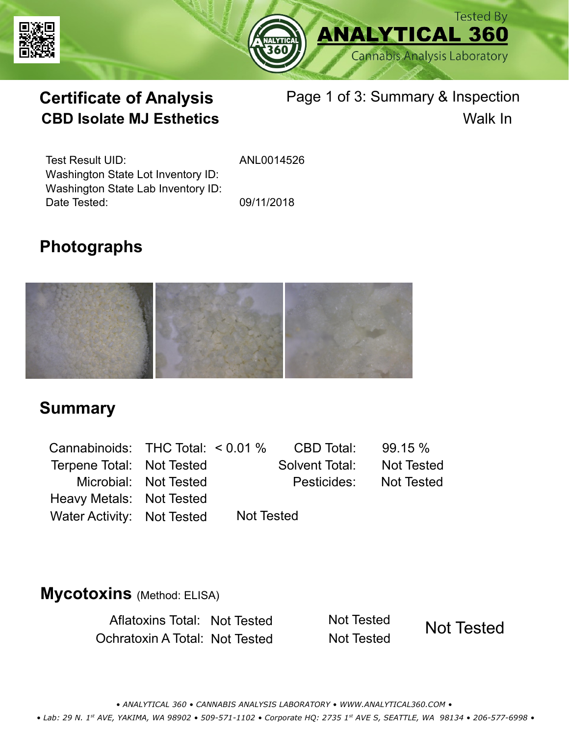Tested By
**ANALYTICAL 360**
Cannabis Analysis Laboratory

# Certificate of Analysis

## CBD Isolate MJ Esthetics

Page 1 of 3: Summary & Inspection

Walk In

| | |
|---|---|
| Test Result UID: | ANL0014526 |
| Washington State Lot Inventory ID: | |
| Washington State Lab Inventory ID: | |
| Date Tested: | 09/11/2018 |

## Photographs

## Summary

| | | | | |
|---|---|---|---|---|
| Cannabinoids: | THC Total: | < 0.01 % | CBD Total: | 99.15 % |
| Terpene Total: | Not Tested | | Solvent Total: | Not Tested |
| Microbial: | Not Tested | | Pesticides: | Not Tested |
| Heavy Metals: | Not Tested | | | |
| Water Activity: | Not Tested | Not Tested | | |

## Mycotoxins (Method: ELISA)

| | | | |
|---|---|---|---|
| Aflatoxins Total: | Not Tested | Not Tested | Not Tested |
| Ochratoxin A Total: | Not Tested | Not Tested | |

• ANALYTICAL 360 • CANNABIS ANALYSIS LABORATORY • WWW.ANALYTICAL360.COM •

• Lab: 29 N. 1st AVE, YAKIMA, WA 98902 • 509-571-1102 • Corporate HQ: 2735 1st AVE S, SEATTLE, WA 98134 • 206-577-6998 •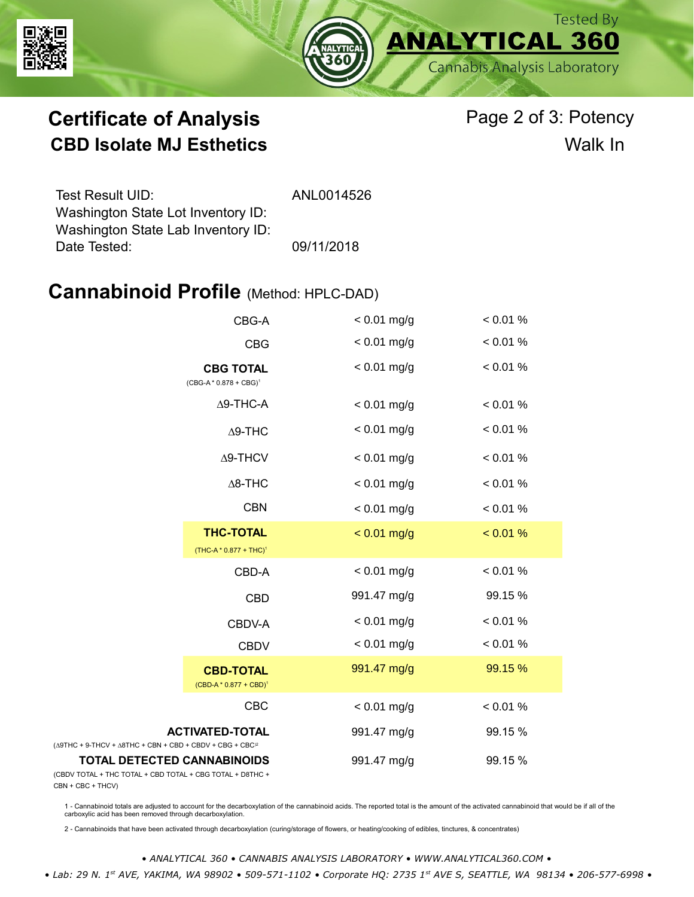Tested By **ANALYTICAL 360** Cannabis Analysis Laboratory

# Certificate of Analysis

## CBD Isolate MJ Esthetics

Page 2 of 3: Potency

Walk In

| | |
|---|---|
| Test Result UID: | ANL0014526 |
| Washington State Lot Inventory ID: | |
| Washington State Lab Inventory ID: | |
| Date Tested: | 09/11/2018 |

## Cannabinoid Profile (Method: HPLC-DAD)

| Cannabinoid | mg/g | % |
|---|---|---|
| CBG-A | < 0.01 mg/g | < 0.01 % |
| CBG | < 0.01 mg/g | < 0.01 % |
| **CBG TOTAL** (CBG-A * 0.878 + CBG)[1] | < 0.01 mg/g | < 0.01 % |
| Δ9-THC-A | < 0.01 mg/g | < 0.01 % |
| Δ9-THC | < 0.01 mg/g | < 0.01 % |
| Δ9-THCV | < 0.01 mg/g | < 0.01 % |
| Δ8-THC | < 0.01 mg/g | < 0.01 % |
| CBN | < 0.01 mg/g | < 0.01 % |
| **THC-TOTAL** (THC-A * 0.877 + THC)[1] | < 0.01 mg/g | < 0.01 % |
| CBD-A | < 0.01 mg/g | < 0.01 % |
| CBD | 991.47 mg/g | 99.15 % |
| CBDV-A | < 0.01 mg/g | < 0.01 % |
| CBDV | < 0.01 mg/g | < 0.01 % |
| **CBD-TOTAL** (CBD-A * 0.877 + CBD)[1] | 991.47 mg/g | 99.15 % |
| CBC | < 0.01 mg/g | < 0.01 % |
| **ACTIVATED-TOTAL** (Δ9THC + 9-THCV + Δ8THC + CBN + CBD + CBDV + CBG + CBC[2] | 991.47 mg/g | 99.15 % |
| **TOTAL DETECTED CANNABINOIDS** (CBDV TOTAL + THC TOTAL + CBD TOTAL + CBG TOTAL + D8THC + CBN + CBC + THCV) | 991.47 mg/g | 99.15 % |

1 - Cannabinoid totals are adjusted to account for the decarboxylation of the cannabinoid acids. The reported total is the amount of the activated cannabinoid that would be if all of the carboxylic acid has been removed through decarboxylation.

2 - Cannabinoids that have been activated through decarboxylation (curing/storage of flowers, or heating/cooking of edibles, tinctures, & concentrates)

*• ANALYTICAL 360 • CANNABIS ANALYSIS LABORATORY • WWW.ANALYTICAL360.COM •*

*• Lab: 29 N. 1st AVE, YAKIMA, WA 98902 • 509-571-1102 • Corporate HQ: 2735 1st AVE S, SEATTLE, WA 98134 • 206-577-6998 •*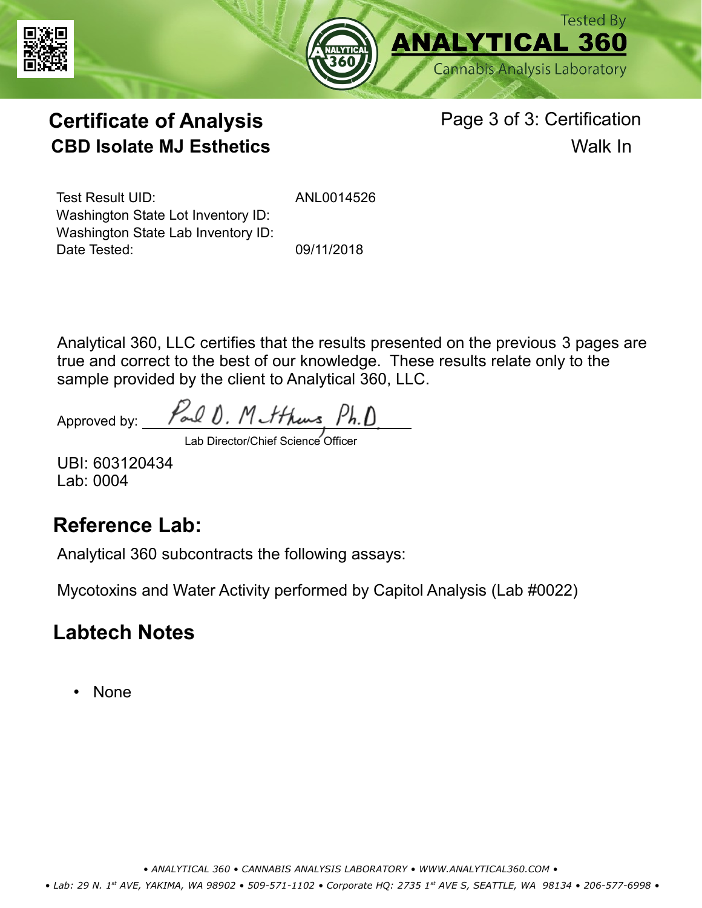# Certificate of Analysis

## CBD Isolate MJ Esthetics

Page 3 of 3: Certification

Walk In

| | |
|---|---|
| Test Result UID: | ANL0014526 |
| Washington State Lot Inventory ID: | |
| Washington State Lab Inventory ID: | |
| Date Tested: | 09/11/2018 |

Analytical 360, LLC certifies that the results presented on the previous 3 pages are true and correct to the best of our knowledge. These results relate only to the sample provided by the client to Analytical 360, LLC.

Approved by: Paul D. Matthews, Ph.D

Lab Director/Chief Science Officer

UBI: 603120434
Lab: 0004

## Reference Lab:

Analytical 360 subcontracts the following assays:

Mycotoxins and Water Activity performed by Capitol Analysis (Lab #0022)

## Labtech Notes

- None

*• ANALYTICAL 360 • CANNABIS ANALYSIS LABORATORY • WWW.ANALYTICAL360.COM •*

*• Lab: 29 N. 1st AVE, YAKIMA, WA 98902 • 509-571-1102 • Corporate HQ: 2735 1st AVE S, SEATTLE, WA 98134 • 206-577-6998 •*